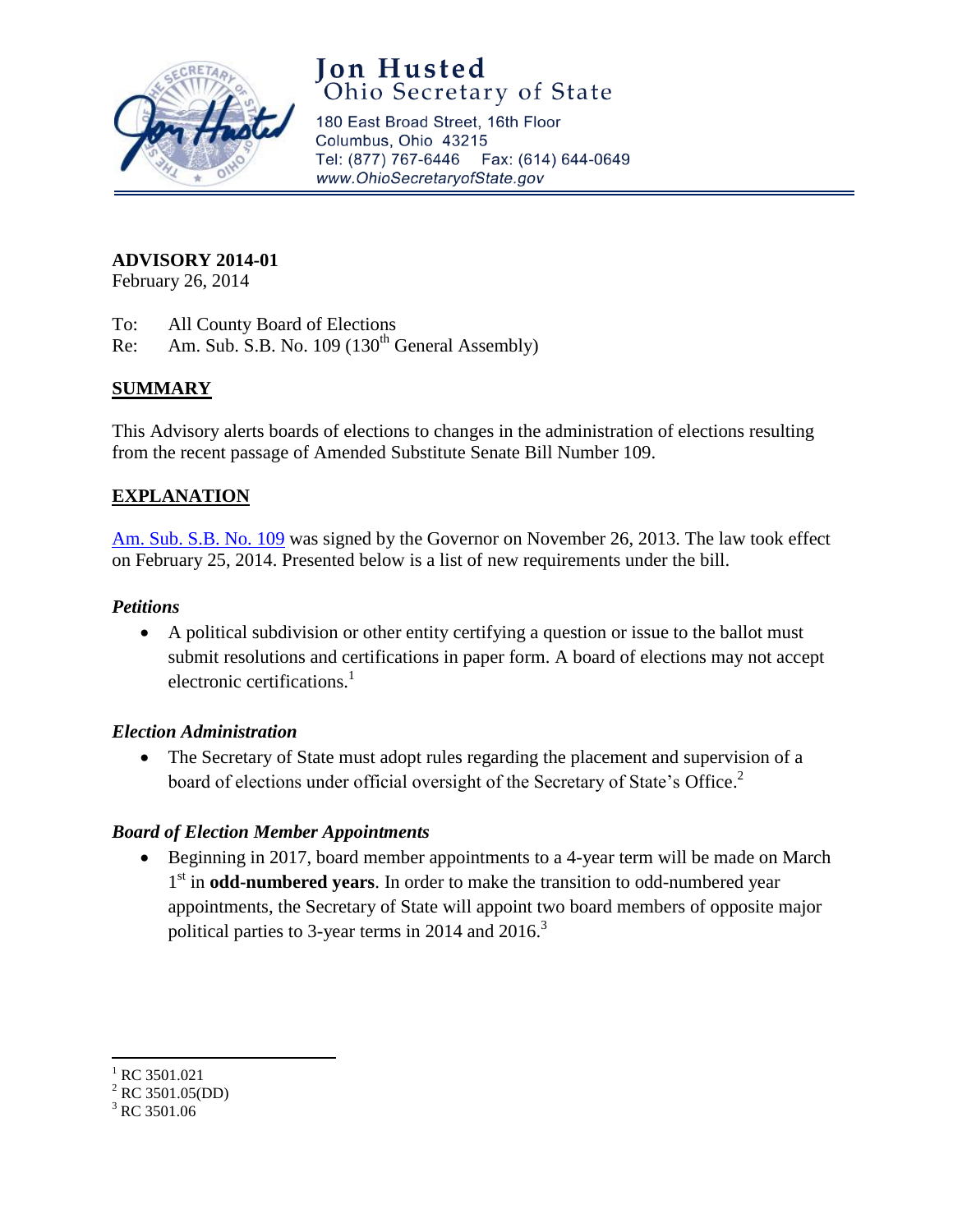# Jon Husted
## Ohio Secretary of State

180 East Broad Street, 16th Floor
Columbus, Ohio 43215
Tel: (877) 767-6446 Fax: (614) 644-0649
www.OhioSecretaryofState.gov

**ADVISORY 2014-01**
February 26, 2014

To: All County Board of Elections
Re: Am. Sub. S.B. No. 109 (130th General Assembly)

## SUMMARY

This Advisory alerts boards of elections to changes in the administration of elections resulting from the recent passage of Amended Substitute Senate Bill Number 109.

## EXPLANATION

Am. Sub. S.B. No. 109 was signed by the Governor on November 26, 2013. The law took effect on February 25, 2014. Presented below is a list of new requirements under the bill.

### *Petitions*

- A political subdivision or other entity certifying a question or issue to the ballot must submit resolutions and certifications in paper form. A board of elections may not accept electronic certifications.[1]

### *Election Administration*

- The Secretary of State must adopt rules regarding the placement and supervision of a board of elections under official oversight of the Secretary of State's Office.[2]

### *Board of Election Member Appointments*

- Beginning in 2017, board member appointments to a 4-year term will be made on March 1st in **odd-numbered years**. In order to make the transition to odd-numbered year appointments, the Secretary of State will appoint two board members of opposite major political parties to 3-year terms in 2014 and 2016.[3]

---

[1] RC 3501.021
[2] RC 3501.05(DD)
[3] RC 3501.06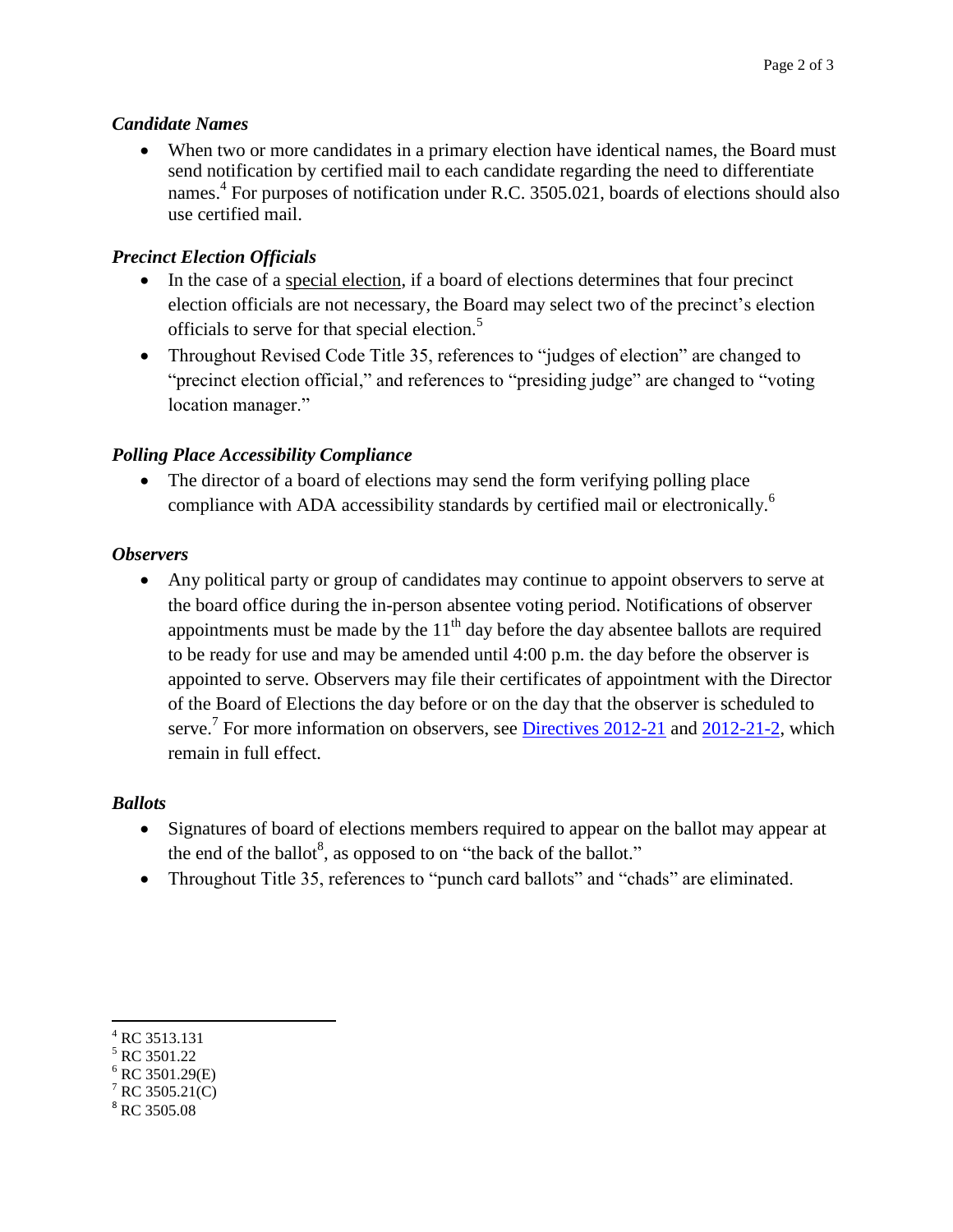### *Candidate Names*

- When two or more candidates in a primary election have identical names, the Board must send notification by certified mail to each candidate regarding the need to differentiate names.[4] For purposes of notification under R.C. 3505.021, boards of elections should also use certified mail.

### *Precinct Election Officials*

- In the case of a special election, if a board of elections determines that four precinct election officials are not necessary, the Board may select two of the precinct's election officials to serve for that special election.[5]
- Throughout Revised Code Title 35, references to "judges of election" are changed to "precinct election official," and references to "presiding judge" are changed to "voting location manager."

### *Polling Place Accessibility Compliance*

- The director of a board of elections may send the form verifying polling place compliance with ADA accessibility standards by certified mail or electronically.[6]

### *Observers*

- Any political party or group of candidates may continue to appoint observers to serve at the board office during the in-person absentee voting period. Notifications of observer appointments must be made by the 11th day before the day absentee ballots are required to be ready for use and may be amended until 4:00 p.m. the day before the observer is appointed to serve. Observers may file their certificates of appointment with the Director of the Board of Elections the day before or on the day that the observer is scheduled to serve.[7] For more information on observers, see Directives 2012-21 and 2012-21-2, which remain in full effect.

### *Ballots*

- Signatures of board of elections members required to appear on the ballot may appear at the end of the ballot[8], as opposed to on "the back of the ballot."
- Throughout Title 35, references to "punch card ballots" and "chads" are eliminated.

---

[4] RC 3513.131
[5] RC 3501.22
[6] RC 3501.29(E)
[7] RC 3505.21(C)
[8] RC 3505.08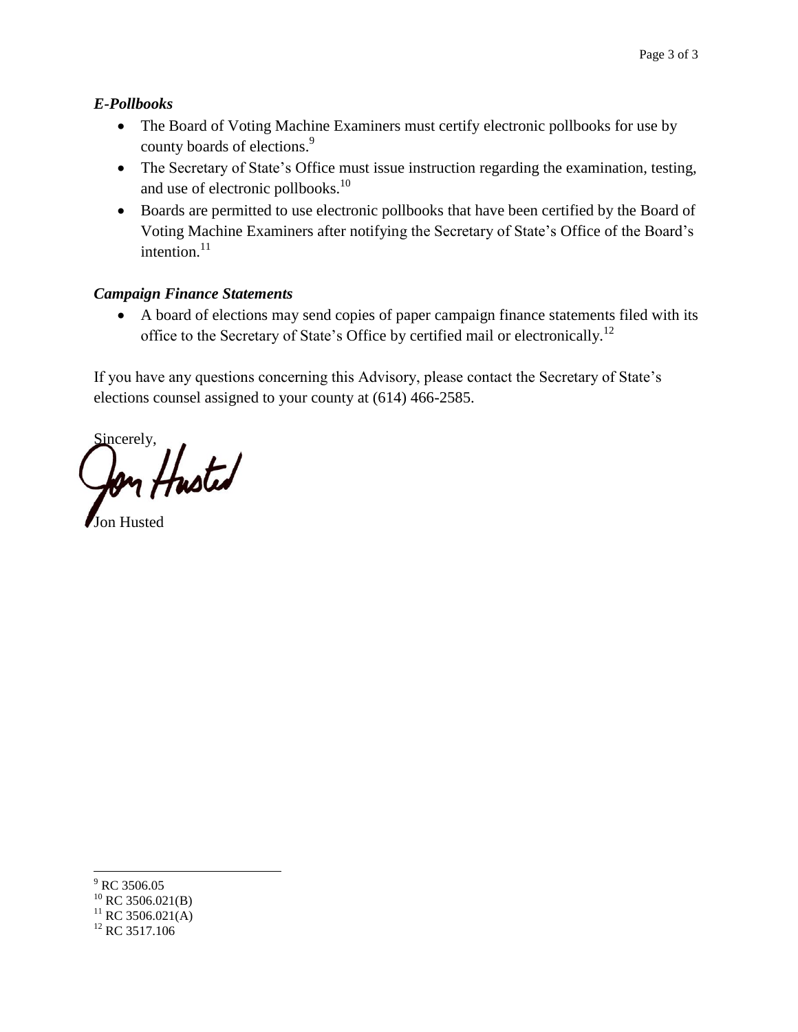### *E-Pollbooks*

- The Board of Voting Machine Examiners must certify electronic pollbooks for use by county boards of elections.[9]
- The Secretary of State's Office must issue instruction regarding the examination, testing, and use of electronic pollbooks.[10]
- Boards are permitted to use electronic pollbooks that have been certified by the Board of Voting Machine Examiners after notifying the Secretary of State's Office of the Board's intention.[11]

### *Campaign Finance Statements*

- A board of elections may send copies of paper campaign finance statements filed with its office to the Secretary of State's Office by certified mail or electronically.[12]

If you have any questions concerning this Advisory, please contact the Secretary of State's elections counsel assigned to your county at (614) 466-2585.

Sincerely,

Jon Husted

---

[9] RC 3506.05
[10] RC 3506.021(B)
[11] RC 3506.021(A)
[12] RC 3517.106